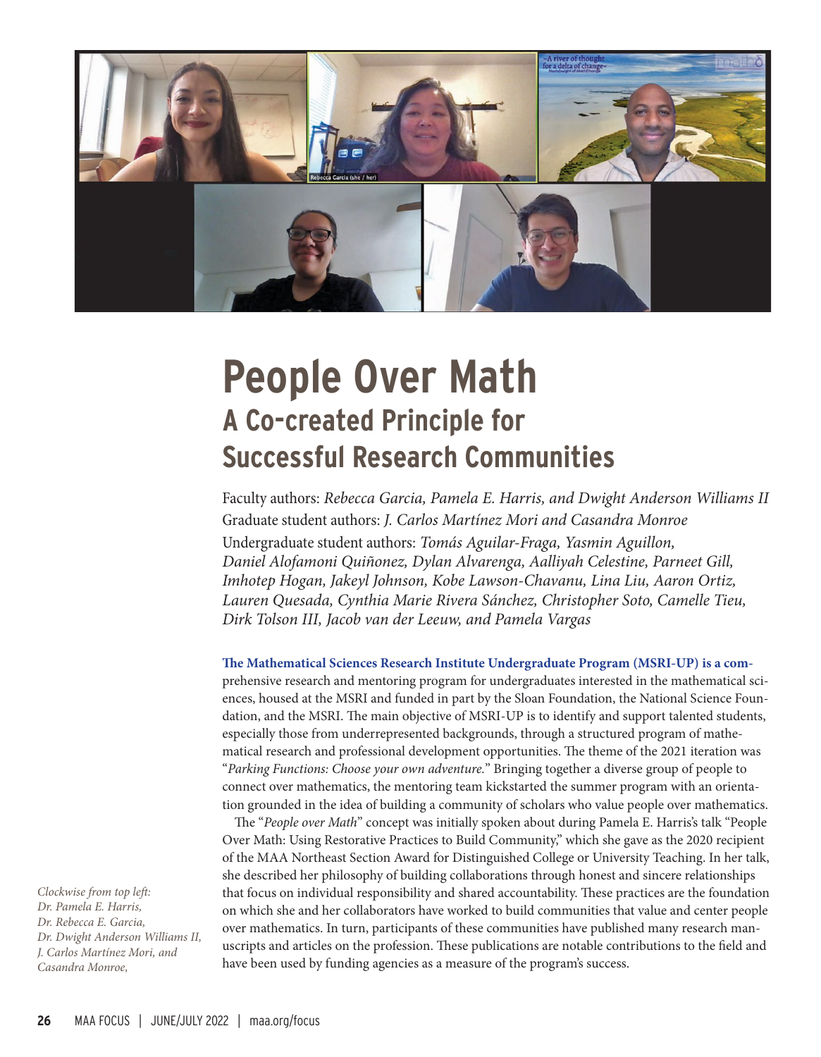# People Over Math

## A Co-created Principle for Successful Research Communities

Faculty authors: *Rebecca Garcia, Pamela E. Harris, and Dwight Anderson Williams II*
Graduate student authors: *J. Carlos Martínez Mori and Casandra Monroe*
Undergraduate student authors: *Tomás Aguilar-Fraga, Yasmin Aguillon, Daniel Alofamoni Quiñonez, Dylan Alvarenga, Aalliyah Celestine, Parneet Gill, Imhotep Hogan, Jakeyl Johnson, Kobe Lawson-Chavanu, Lina Liu, Aaron Ortiz, Lauren Quesada, Cynthia Marie Rivera Sánchez, Christopher Soto, Camelle Tieu, Dirk Tolson III, Jacob van der Leeuw, and Pamela Vargas*

*Clockwise from top left: Dr. Pamela E. Harris, Dr. Rebecca E. Garcia, Dr. Dwight Anderson Williams II, J. Carlos Martínez Mori, and Casandra Monroe,*

**The Mathematical Sciences Research Institute Undergraduate Program (MSRI-UP) is a com**prehensive research and mentoring program for undergraduates interested in the mathematical sciences, housed at the MSRI and funded in part by the Sloan Foundation, the National Science Foundation, and the MSRI. The main objective of MSRI-UP is to identify and support talented students, especially those from underrepresented backgrounds, through a structured program of mathematical research and professional development opportunities. The theme of the 2021 iteration was "*Parking Functions: Choose your own adventure.*" Bringing together a diverse group of people to connect over mathematics, the mentoring team kickstarted the summer program with an orientation grounded in the idea of building a community of scholars who value people over mathematics.

The "*People over Math*" concept was initially spoken about during Pamela E. Harris's talk "People Over Math: Using Restorative Practices to Build Community," which she gave as the 2020 recipient of the MAA Northeast Section Award for Distinguished College or University Teaching. In her talk, she described her philosophy of building collaborations through honest and sincere relationships that focus on individual responsibility and shared accountability. These practices are the foundation on which she and her collaborators have worked to build communities that value and center people over mathematics. In turn, participants of these communities have published many research manuscripts and articles on the profession. These publications are notable contributions to the field and have been used by funding agencies as a measure of the program's success.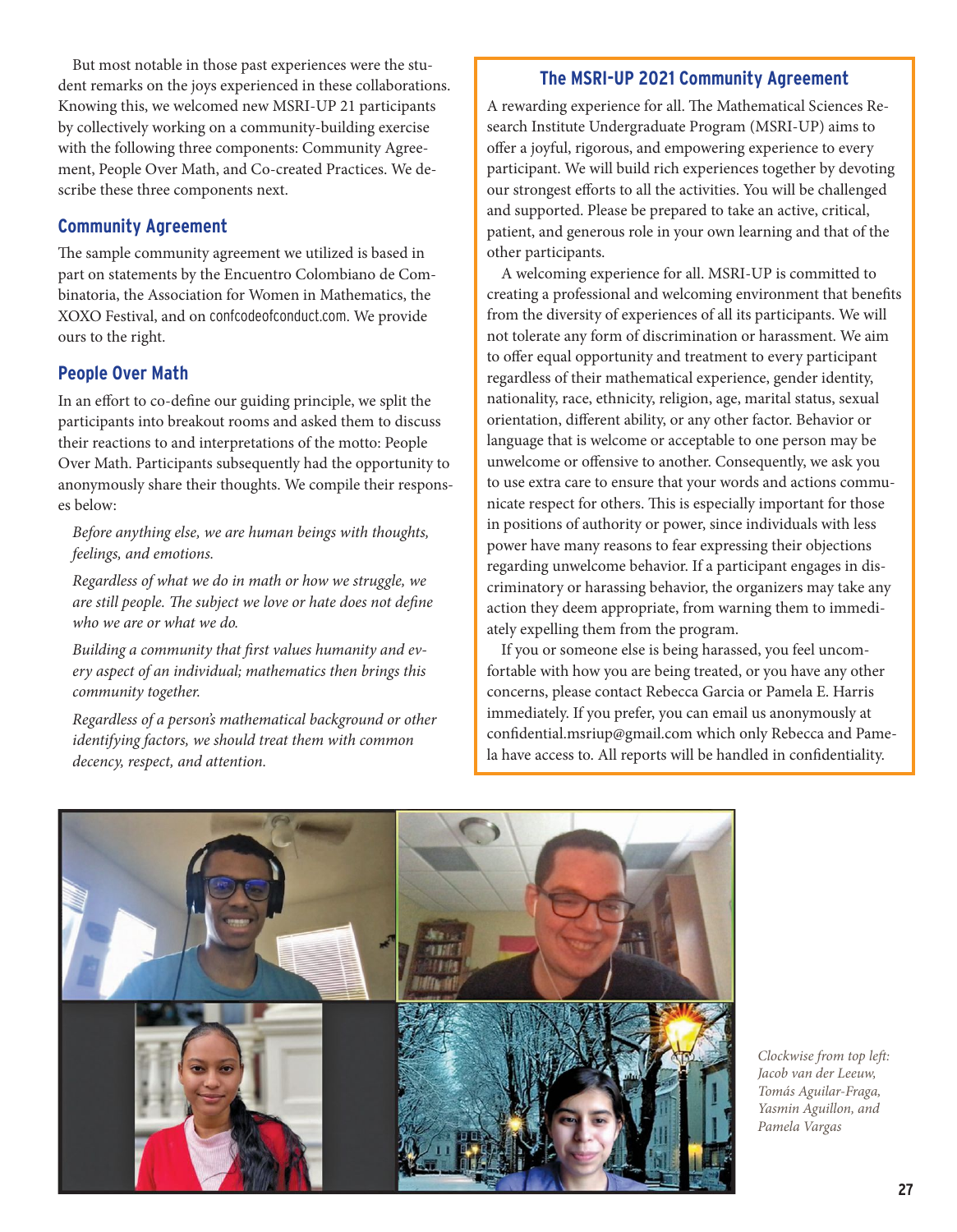But most notable in those past experiences were the student remarks on the joys experienced in these collaborations. Knowing this, we welcomed new MSRI-UP 21 participants by collectively working on a community-building exercise with the following three components: Community Agreement, People Over Math, and Co-created Practices. We describe these three components next.

## Community Agreement

The sample community agreement we utilized is based in part on statements by the Encuentro Colombiano de Combinatoria, the Association for Women in Mathematics, the XOXO Festival, and on confcodeofconduct.com. We provide ours to the right.

## People Over Math

In an effort to co-define our guiding principle, we split the participants into breakout rooms and asked them to discuss their reactions to and interpretations of the motto: People Over Math. Participants subsequently had the opportunity to anonymously share their thoughts. We compile their responses below:

*Before anything else, we are human beings with thoughts, feelings, and emotions.*

*Regardless of what we do in math or how we struggle, we are still people. The subject we love or hate does not define who we are or what we do.*

*Building a community that first values humanity and every aspect of an individual; mathematics then brings this community together.*

*Regardless of a person's mathematical background or other identifying factors, we should treat them with common decency, respect, and attention.*

## The MSRI-UP 2021 Community Agreement

A rewarding experience for all. The Mathematical Sciences Research Institute Undergraduate Program (MSRI-UP) aims to offer a joyful, rigorous, and empowering experience to every participant. We will build rich experiences together by devoting our strongest efforts to all the activities. You will be challenged and supported. Please be prepared to take an active, critical, patient, and generous role in your own learning and that of the other participants.

A welcoming experience for all. MSRI-UP is committed to creating a professional and welcoming environment that benefits from the diversity of experiences of all its participants. We will not tolerate any form of discrimination or harassment. We aim to offer equal opportunity and treatment to every participant regardless of their mathematical experience, gender identity, nationality, race, ethnicity, religion, age, marital status, sexual orientation, different ability, or any other factor. Behavior or language that is welcome or acceptable to one person may be unwelcome or offensive to another. Consequently, we ask you to use extra care to ensure that your words and actions communicate respect for others. This is especially important for those in positions of authority or power, since individuals with less power have many reasons to fear expressing their objections regarding unwelcome behavior. If a participant engages in discriminatory or harassing behavior, the organizers may take any action they deem appropriate, from warning them to immediately expelling them from the program.

If you or someone else is being harassed, you feel uncomfortable with how you are being treated, or you have any other concerns, please contact Rebecca Garcia or Pamela E. Harris immediately. If you prefer, you can email us anonymously at confidential.msriup@gmail.com which only Rebecca and Pamela have access to. All reports will be handled in confidentiality.

*Clockwise from top left: Jacob van der Leeuw, Tomás Aguilar-Fraga, Yasmin Aguillon, and Pamela Vargas*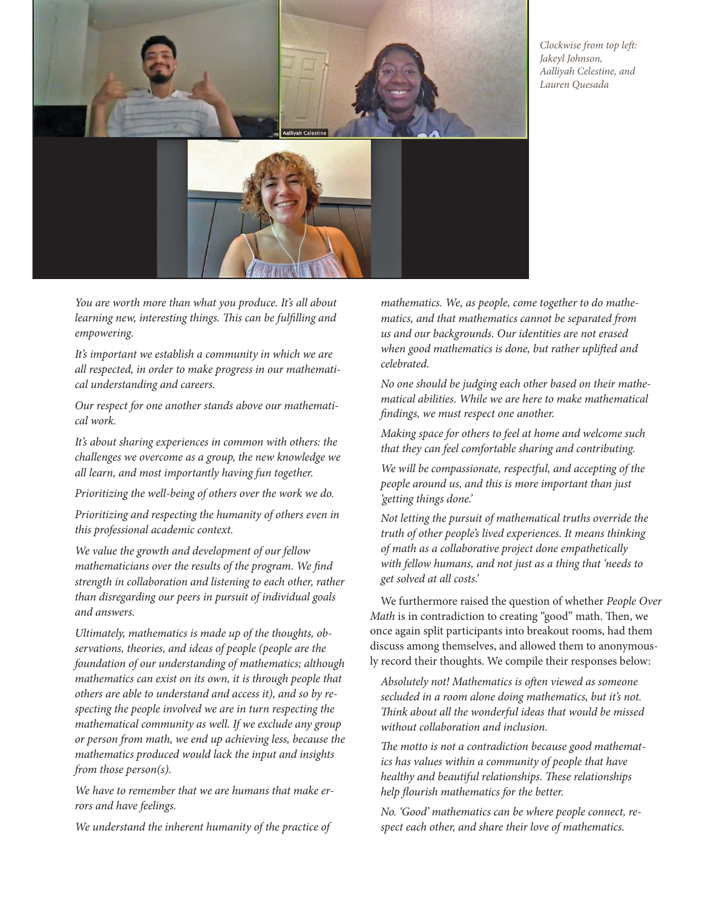Clockwise from top left: Jakeyl Johnson, Aalliyah Celestine, and Lauren Quesada

*You are worth more than what you produce. It's all about learning new, interesting things. This can be fulfilling and empowering.*

*It's important we establish a community in which we are all respected, in order to make progress in our mathematical understanding and careers.*

*Our respect for one another stands above our mathematical work.*

*It's about sharing experiences in common with others: the challenges we overcome as a group, the new knowledge we all learn, and most importantly having fun together.*

*Prioritizing the well-being of others over the work we do.*

*Prioritizing and respecting the humanity of others even in this professional academic context.*

*We value the growth and development of our fellow mathematicians over the results of the program. We find strength in collaboration and listening to each other, rather than disregarding our peers in pursuit of individual goals and answers.*

*Ultimately, mathematics is made up of the thoughts, observations, theories, and ideas of people (people are the foundation of our understanding of mathematics; although mathematics can exist on its own, it is through people that others are able to understand and access it), and so by respecting the people involved we are in turn respecting the mathematical community as well. If we exclude any group or person from math, we end up achieving less, because the mathematics produced would lack the input and insights from those person(s).*

*We have to remember that we are humans that make errors and have feelings.*

*We understand the inherent humanity of the practice of mathematics. We, as people, come together to do mathematics, and that mathematics cannot be separated from us and our backgrounds. Our identities are not erased when good mathematics is done, but rather uplifted and celebrated.*

*No one should be judging each other based on their mathematical abilities. While we are here to make mathematical findings, we must respect one another.*

*Making space for others to feel at home and welcome such that they can feel comfortable sharing and contributing.*

*We will be compassionate, respectful, and accepting of the people around us, and this is more important than just 'getting things done.'*

*Not letting the pursuit of mathematical truths override the truth of other people's lived experiences. It means thinking of math as a collaborative project done empathetically with fellow humans, and not just as a thing that 'needs to get solved at all costs.'*

We furthermore raised the question of whether *People Over Math* is in contradiction to creating "good" math. Then, we once again split participants into breakout rooms, had them discuss among themselves, and allowed them to anonymously record their thoughts. We compile their responses below:

*Absolutely not! Mathematics is often viewed as someone secluded in a room alone doing mathematics, but it's not. Think about all the wonderful ideas that would be missed without collaboration and inclusion.*

*The motto is not a contradiction because good mathematics has values within a community of people that have healthy and beautiful relationships. These relationships help flourish mathematics for the better.*

*No. 'Good' mathematics can be where people connect, respect each other, and share their love of mathematics.*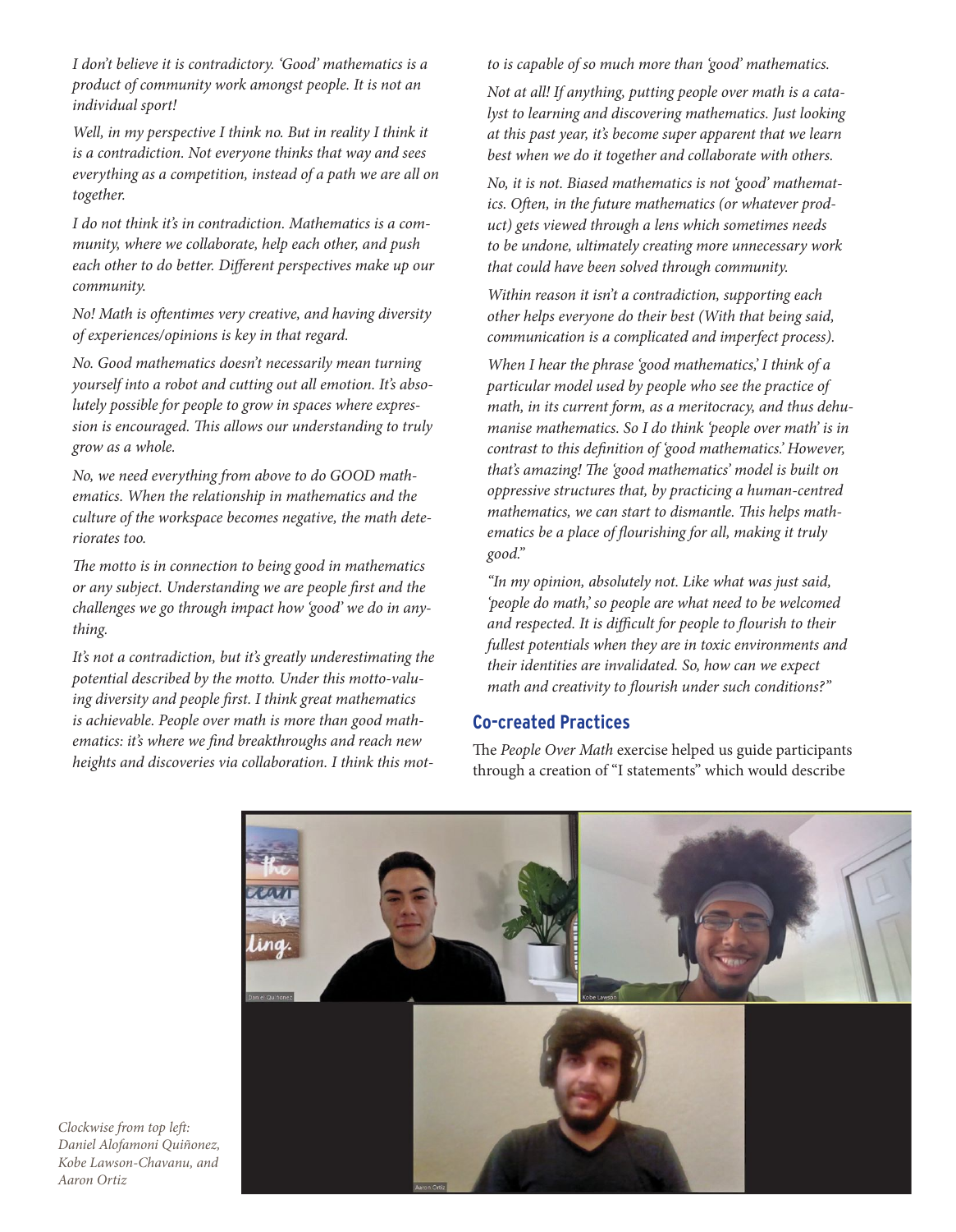*I don't believe it is contradictory. 'Good' mathematics is a product of community work amongst people. It is not an individual sport!*

*Well, in my perspective I think no. But in reality I think it is a contradiction. Not everyone thinks that way and sees everything as a competition, instead of a path we are all on together.*

*I do not think it's in contradiction. Mathematics is a community, where we collaborate, help each other, and push each other to do better. Different perspectives make up our community.*

*No! Math is oftentimes very creative, and having diversity of experiences/opinions is key in that regard.*

*No. Good mathematics doesn't necessarily mean turning yourself into a robot and cutting out all emotion. It's absolutely possible for people to grow in spaces where expression is encouraged. This allows our understanding to truly grow as a whole.*

*No, we need everything from above to do GOOD mathematics. When the relationship in mathematics and the culture of the workspace becomes negative, the math deteriorates too.*

*The motto is in connection to being good in mathematics or any subject. Understanding we are people first and the challenges we go through impact how 'good' we do in anything.*

*It's not a contradiction, but it's greatly underestimating the potential described by the motto. Under this motto-valuing diversity and people first. I think great mathematics is achievable. People over math is more than good mathematics: it's where we find breakthroughs and reach new heights and discoveries via collaboration. I think this motto is capable of so much more than 'good' mathematics.*

*Not at all! If anything, putting people over math is a catalyst to learning and discovering mathematics. Just looking at this past year, it's become super apparent that we learn best when we do it together and collaborate with others.*

*No, it is not. Biased mathematics is not 'good' mathematics. Often, in the future mathematics (or whatever product) gets viewed through a lens which sometimes needs to be undone, ultimately creating more unnecessary work that could have been solved through community.*

*Within reason it isn't a contradiction, supporting each other helps everyone do their best (With that being said, communication is a complicated and imperfect process).*

*When I hear the phrase 'good mathematics,' I think of a particular model used by people who see the practice of math, in its current form, as a meritocracy, and thus dehumanise mathematics. So I do think 'people over math' is in contrast to this definition of 'good mathematics.' However, that's amazing! The 'good mathematics' model is built on oppressive structures that, by practicing a human-centred mathematics, we can start to dismantle. This helps mathematics be a place of flourishing for all, making it truly good."*

*"In my opinion, absolutely not. Like what was just said, 'people do math,' so people are what need to be welcomed and respected. It is difficult for people to flourish to their fullest potentials when they are in toxic environments and their identities are invalidated. So, how can we expect math and creativity to flourish under such conditions?"*

## Co-created Practices

The *People Over Math* exercise helped us guide participants through a creation of "I statements" which would describe

*Clockwise from top left: Daniel Alofamoni Quiñonez, Kobe Lawson-Chavanu, and Aaron Ortiz*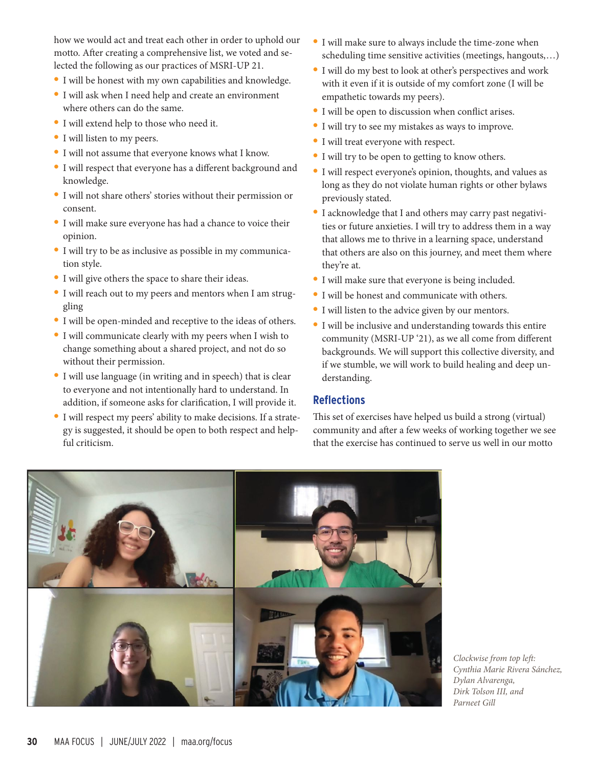how we would act and treat each other in order to uphold our motto. After creating a comprehensive list, we voted and selected the following as our practices of MSRI-UP 21.

- I will be honest with my own capabilities and knowledge.
- I will ask when I need help and create an environment where others can do the same.
- I will extend help to those who need it.
- I will listen to my peers.
- I will not assume that everyone knows what I know.
- I will respect that everyone has a different background and knowledge.
- I will not share others' stories without their permission or consent.
- I will make sure everyone has had a chance to voice their opinion.
- I will try to be as inclusive as possible in my communication style.
- I will give others the space to share their ideas.
- I will reach out to my peers and mentors when I am struggling
- I will be open-minded and receptive to the ideas of others.
- I will communicate clearly with my peers when I wish to change something about a shared project, and not do so without their permission.
- I will use language (in writing and in speech) that is clear to everyone and not intentionally hard to understand. In addition, if someone asks for clarification, I will provide it.
- I will respect my peers' ability to make decisions. If a strategy is suggested, it should be open to both respect and helpful criticism.
- I will make sure to always include the time-zone when scheduling time sensitive activities (meetings, hangouts,…)
- I will do my best to look at other's perspectives and work with it even if it is outside of my comfort zone (I will be empathetic towards my peers).
- I will be open to discussion when conflict arises.
- I will try to see my mistakes as ways to improve.
- I will treat everyone with respect.
- I will try to be open to getting to know others.
- I will respect everyone's opinion, thoughts, and values as long as they do not violate human rights or other bylaws previously stated.
- I acknowledge that I and others may carry past negativities or future anxieties. I will try to address them in a way that allows me to thrive in a learning space, understand that others are also on this journey, and meet them where they're at.
- I will make sure that everyone is being included.
- I will be honest and communicate with others.
- I will listen to the advice given by our mentors.
- I will be inclusive and understanding towards this entire community (MSRI-UP '21), as we all come from different backgrounds. We will support this collective diversity, and if we stumble, we will work to build healing and deep understanding.

## Reflections

This set of exercises have helped us build a strong (virtual) community and after a few weeks of working together we see that the exercise has continued to serve us well in our motto

*Clockwise from top left: Cynthia Marie Rivera Sánchez, Dylan Alvarenga, Dirk Tolson III, and Parneet Gill*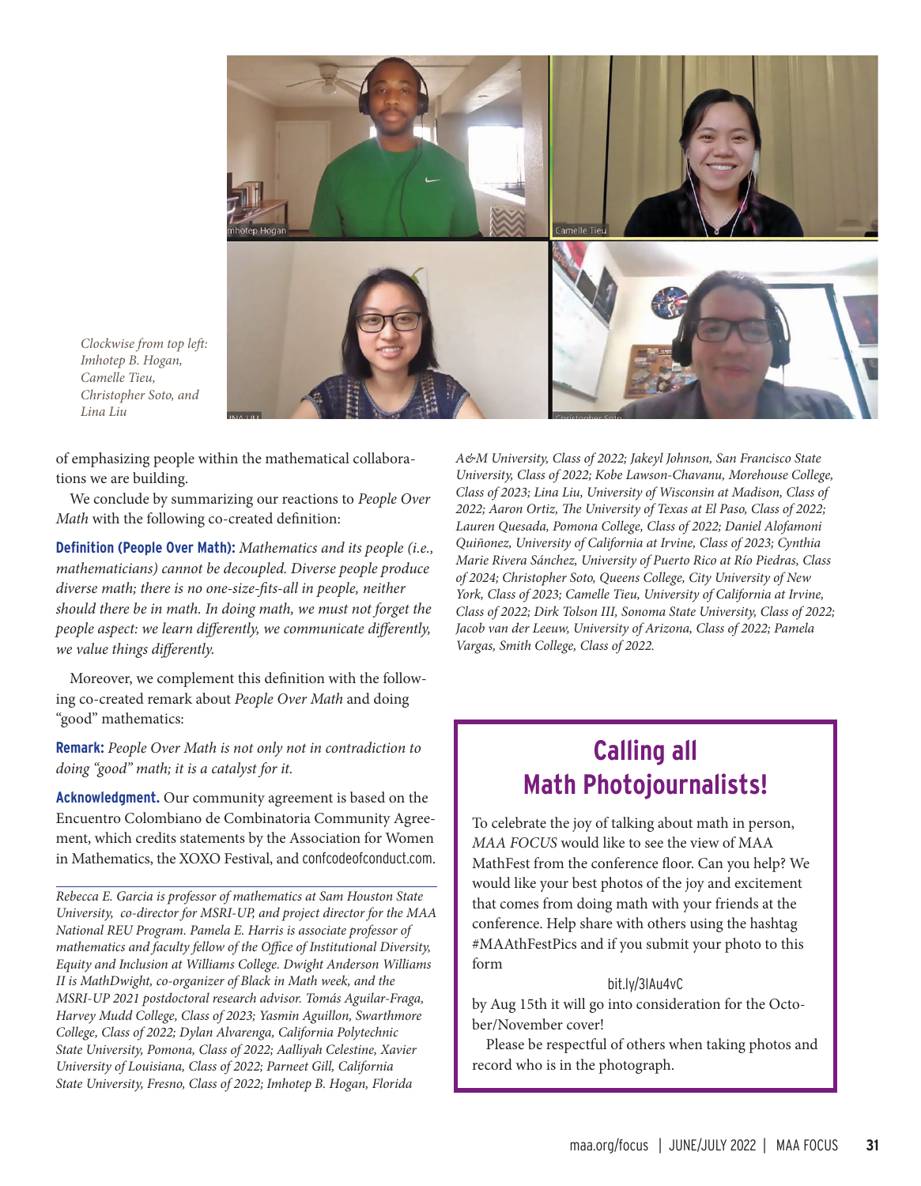*Clockwise from top left: Imhotep B. Hogan, Camelle Tieu, Christopher Soto, and Lina Liu*

of emphasizing people within the mathematical collaborations we are building.

We conclude by summarizing our reactions to *People Over Math* with the following co-created definition:

**Definition (People Over Math):** *Mathematics and its people (i.e., mathematicians) cannot be decoupled. Diverse people produce diverse math; there is no one-size-fits-all in people, neither should there be in math. In doing math, we must not forget the people aspect: we learn differently, we communicate differently, we value things differently.*

Moreover, we complement this definition with the following co-created remark about *People Over Math* and doing "good" mathematics:

**Remark:** *People Over Math is not only not in contradiction to doing "good" math; it is a catalyst for it.*

**Acknowledgment.** Our community agreement is based on the Encuentro Colombiano de Combinatoria Community Agreement, which credits statements by the Association for Women in Mathematics, the XOXO Festival, and confcodeofconduct.com.

---

*Rebecca E. Garcia is professor of mathematics at Sam Houston State University, co-director for MSRI-UP, and project director for the MAA National REU Program. Pamela E. Harris is associate professor of mathematics and faculty fellow of the Office of Institutional Diversity, Equity and Inclusion at Williams College. Dwight Anderson Williams II is MathDwight, co-organizer of Black in Math week, and the MSRI-UP 2021 postdoctoral research advisor. Tomás Aguilar-Fraga, Harvey Mudd College, Class of 2023; Yasmin Aguillon, Swarthmore College, Class of 2022; Dylan Alvarenga, California Polytechnic State University, Pomona, Class of 2022; Aalliyah Celestine, Xavier University of Louisiana, Class of 2022; Parneet Gill, California State University, Fresno, Class of 2022; Imhotep B. Hogan, Florida A&M University, Class of 2022; Jakeyl Johnson, San Francisco State University, Class of 2022; Kobe Lawson-Chavanu, Morehouse College, Class of 2023; Lina Liu, University of Wisconsin at Madison, Class of 2022; Aaron Ortiz, The University of Texas at El Paso, Class of 2022; Lauren Quesada, Pomona College, Class of 2022; Daniel Alofamoni Quiñonez, University of California at Irvine, Class of 2023; Cynthia Marie Rivera Sánchez, University of Puerto Rico at Río Piedras, Class of 2024; Christopher Soto, Queens College, City University of New York, Class of 2023; Camelle Tieu, University of California at Irvine, Class of 2022; Dirk Tolson III, Sonoma State University, Class of 2022; Jacob van der Leeuw, University of Arizona, Class of 2022; Pamela Vargas, Smith College, Class of 2022.*

## Calling all Math Photojournalists!

To celebrate the joy of talking about math in person, *MAA FOCUS* would like to see the view of MAA MathFest from the conference floor. Can you help? We would like your best photos of the joy and excitement that comes from doing math with your friends at the conference. Help share with others using the hashtag #MAAthFestPics and if you submit your photo to this form

bit.ly/3IAu4vC

by Aug 15th it will go into consideration for the October/November cover!

Please be respectful of others when taking photos and record who is in the photograph.